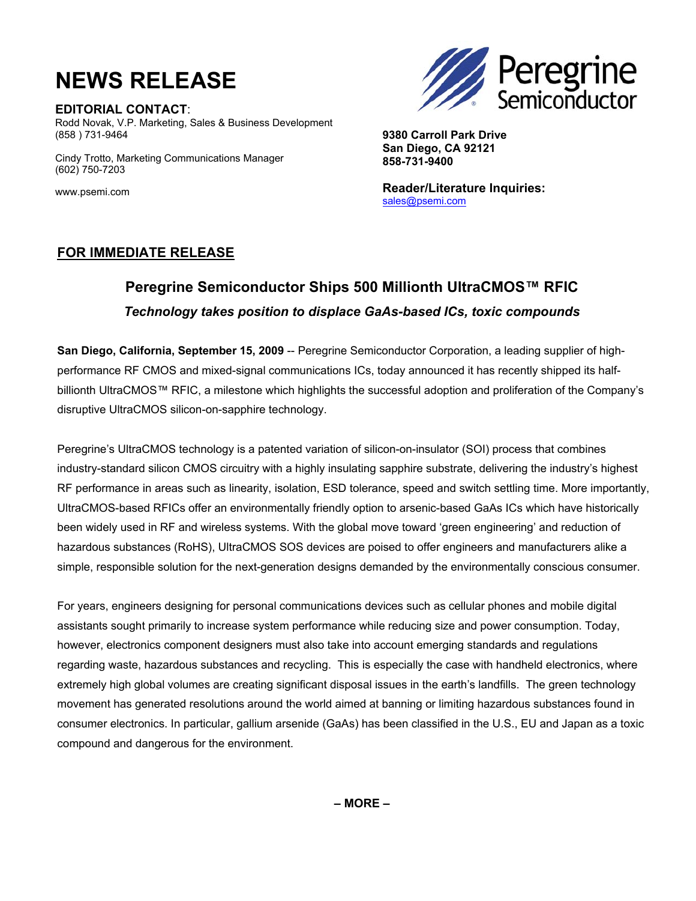# NEWS RELEASE

**EDITORIAL CONTACT**:
Rodd Novak, V.P. Marketing, Sales & Business Development
(858 ) 731-9464

Cindy Trotto, Marketing Communications Manager
(602) 750-7203

www.psemi.com

Peregrine Semiconductor

**9380 Carroll Park Drive**
**San Diego, CA 92121**
**858-731-9400**

**Reader/Literature Inquiries:**
sales@psemi.com

**FOR IMMEDIATE RELEASE**

## Peregrine Semiconductor Ships 500 Millionth UltraCMOS™ RFIC

***Technology takes position to displace GaAs-based ICs, toxic compounds***

**San Diego, California, September 15, 2009** -- Peregrine Semiconductor Corporation, a leading supplier of high-performance RF CMOS and mixed-signal communications ICs, today announced it has recently shipped its half-billionth UltraCMOS™ RFIC, a milestone which highlights the successful adoption and proliferation of the Company's disruptive UltraCMOS silicon-on-sapphire technology.

Peregrine's UltraCMOS technology is a patented variation of silicon-on-insulator (SOI) process that combines industry-standard silicon CMOS circuitry with a highly insulating sapphire substrate, delivering the industry's highest RF performance in areas such as linearity, isolation, ESD tolerance, speed and switch settling time. More importantly, UltraCMOS-based RFICs offer an environmentally friendly option to arsenic-based GaAs ICs which have historically been widely used in RF and wireless systems. With the global move toward 'green engineering' and reduction of hazardous substances (RoHS), UltraCMOS SOS devices are poised to offer engineers and manufacturers alike a simple, responsible solution for the next-generation designs demanded by the environmentally conscious consumer.

For years, engineers designing for personal communications devices such as cellular phones and mobile digital assistants sought primarily to increase system performance while reducing size and power consumption. Today, however, electronics component designers must also take into account emerging standards and regulations regarding waste, hazardous substances and recycling. This is especially the case with handheld electronics, where extremely high global volumes are creating significant disposal issues in the earth's landfills. The green technology movement has generated resolutions around the world aimed at banning or limiting hazardous substances found in consumer electronics. In particular, gallium arsenide (GaAs) has been classified in the U.S., EU and Japan as a toxic compound and dangerous for the environment.

**– MORE –**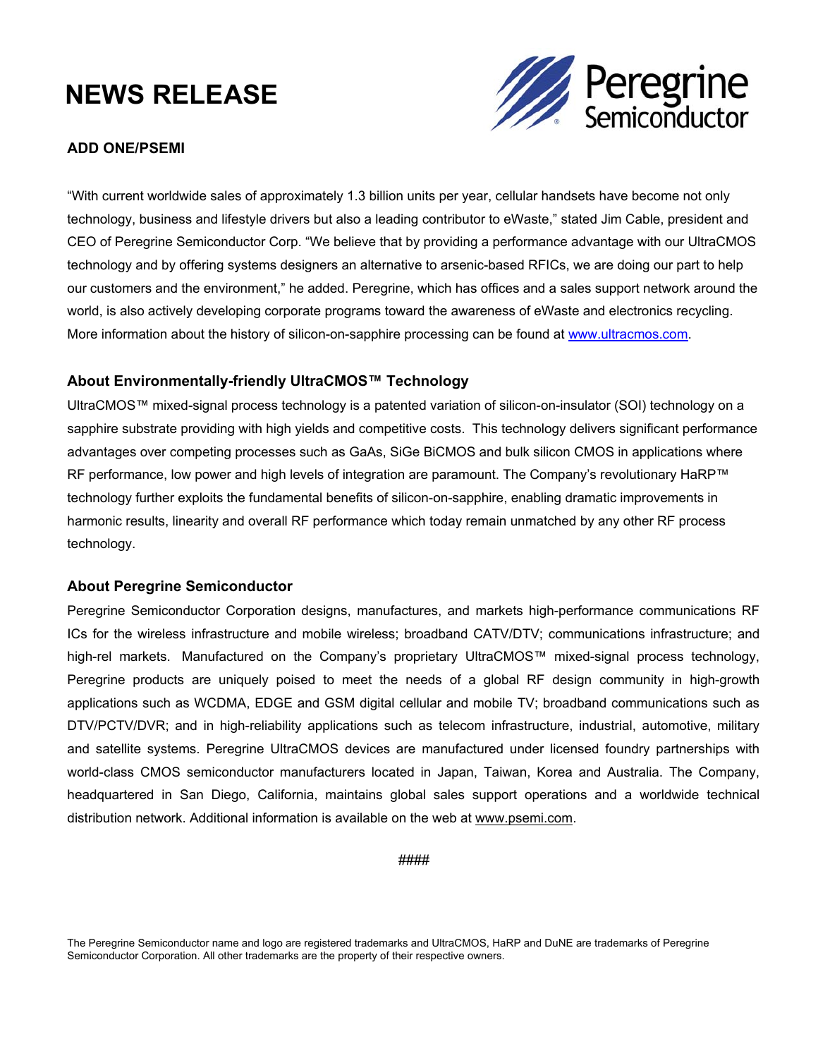# NEWS RELEASE

**ADD ONE/PSEMI**

"With current worldwide sales of approximately 1.3 billion units per year, cellular handsets have become not only technology, business and lifestyle drivers but also a leading contributor to eWaste," stated Jim Cable, president and CEO of Peregrine Semiconductor Corp. "We believe that by providing a performance advantage with our UltraCMOS technology and by offering systems designers an alternative to arsenic-based RFICs, we are doing our part to help our customers and the environment," he added. Peregrine, which has offices and a sales support network around the world, is also actively developing corporate programs toward the awareness of eWaste and electronics recycling. More information about the history of silicon-on-sapphire processing can be found at www.ultracmos.com.

## About Environmentally-friendly UltraCMOS™ Technology

UltraCMOS™ mixed-signal process technology is a patented variation of silicon-on-insulator (SOI) technology on a sapphire substrate providing with high yields and competitive costs. This technology delivers significant performance advantages over competing processes such as GaAs, SiGe BiCMOS and bulk silicon CMOS in applications where RF performance, low power and high levels of integration are paramount. The Company's revolutionary HaRP™ technology further exploits the fundamental benefits of silicon-on-sapphire, enabling dramatic improvements in harmonic results, linearity and overall RF performance which today remain unmatched by any other RF process technology.

## About Peregrine Semiconductor

Peregrine Semiconductor Corporation designs, manufactures, and markets high-performance communications RF ICs for the wireless infrastructure and mobile wireless; broadband CATV/DTV; communications infrastructure; and high-rel markets. Manufactured on the Company's proprietary UltraCMOS™ mixed-signal process technology, Peregrine products are uniquely poised to meet the needs of a global RF design community in high-growth applications such as WCDMA, EDGE and GSM digital cellular and mobile TV; broadband communications such as DTV/PCTV/DVR; and in high-reliability applications such as telecom infrastructure, industrial, automotive, military and satellite systems. Peregrine UltraCMOS devices are manufactured under licensed foundry partnerships with world-class CMOS semiconductor manufacturers located in Japan, Taiwan, Korea and Australia. The Company, headquartered in San Diego, California, maintains global sales support operations and a worldwide technical distribution network. Additional information is available on the web at www.psemi.com.

####

The Peregrine Semiconductor name and logo are registered trademarks and UltraCMOS, HaRP and DuNE are trademarks of Peregrine Semiconductor Corporation. All other trademarks are the property of their respective owners.